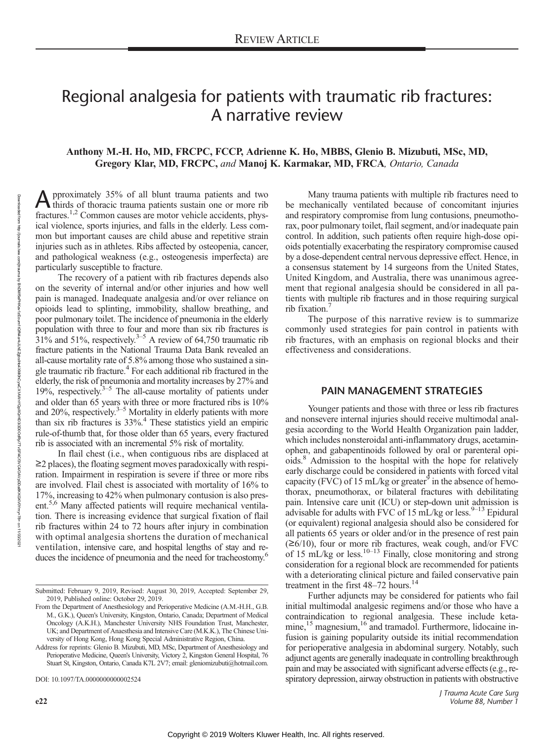# Regional analgesia for patients with traumatic rib fractures: A narrative review

**Anthony M.-H. Ho, MD, FRCPC, FCCP, Adrienne K. Ho, MBBS, Glenio B. Mizubuti, MSc, MD, Gregory Klar, MD, FRCPC,** *and* **Manoj K. Karmakar, MD, FRCA**, *Ontario, Canada*

Approximately 35% of all blunt trauma patients and two thirds of thoracic trauma patients sustain one or more rib fractures.[1,2] Common causes are motor vehicle accidents, physical violence, sports injuries, and falls in the elderly. Less common but important causes are child abuse and repetitive strain injuries such as in athletes. Ribs affected by osteopenia, cancer, and pathological weakness (e.g., osteogenesis imperfecta) are particularly susceptible to fracture.

The recovery of a patient with rib fractures depends also on the severity of internal and/or other injuries and how well pain is managed. Inadequate analgesia and/or over reliance on opioids lead to splinting, immobility, shallow breathing, and poor pulmonary toilet. The incidence of pneumonia in the elderly population with three to four and more than six rib fractures is 31% and 51%, respectively.[3–5] A review of 64,750 traumatic rib fracture patients in the National Trauma Data Bank revealed an all-cause mortality rate of 5.8% among those who sustained a single traumatic rib fracture.[4] For each additional rib fractured in the elderly, the risk of pneumonia and mortality increases by 27% and 19%, respectively.[3–5] The all-cause mortality of patients under and older than 65 years with three or more fractured ribs is 10% and 20%, respectively.[3–5] Mortality in elderly patients with more than six rib fractures is 33%.[4] These statistics yield an empiric rule-of-thumb that, for those older than 65 years, every fractured rib is associated with an incremental 5% risk of mortality.

In flail chest (i.e., when contiguous ribs are displaced at ≥2 places), the floating segment moves paradoxically with respiration. Impairment in respiration is severe if three or more ribs are involved. Flail chest is associated with mortality of 16% to 17%, increasing to 42% when pulmonary contusion is also present.[5,6] Many affected patients will require mechanical ventilation. There is increasing evidence that surgical fixation of flail rib fractures within 24 to 72 hours after injury in combination with optimal analgesia shortens the duration of mechanical ventilation, intensive care, and hospital lengths of stay and reduces the incidence of pneumonia and the need for tracheostomy.[6]

Many trauma patients with multiple rib fractures need to be mechanically ventilated because of concomitant injuries and respiratory compromise from lung contusions, pneumothorax, poor pulmonary toilet, flail segment, and/or inadequate pain control. In addition, such patients often require high-dose opioids potentially exacerbating the respiratory compromise caused by a dose-dependent central nervous depressive effect. Hence, in a consensus statement by 14 surgeons from the United States, United Kingdom, and Australia, there was unanimous agreement that regional analgesia should be considered in all patients with multiple rib fractures and in those requiring surgical rib fixation.[7]

The purpose of this narrative review is to summarize commonly used strategies for pain control in patients with rib fractures, with an emphasis on regional blocks and their effectiveness and considerations.

## PAIN MANAGEMENT STRATEGIES

Younger patients and those with three or less rib fractures and nonsevere internal injuries should receive multimodal analgesia according to the World Health Organization pain ladder, which includes nonsteroidal anti-inflammatory drugs, acetaminophen, and gabapentinoids followed by oral or parenteral opioids.[8] Admission to the hospital with the hope for relatively early discharge could be considered in patients with forced vital capacity (FVC) of 15 mL/kg or greater[9] in the absence of hemothorax, pneumothorax, or bilateral fractures with debilitating pain. Intensive care unit (ICU) or step-down unit admission is advisable for adults with FVC of 15 mL/kg or less.[9–13] Epidural (or equivalent) regional analgesia should also be considered for all patients 65 years or older and/or in the presence of rest pain (≥6/10), four or more rib fractures, weak cough, and/or FVC of 15 mL/kg or less.[10–13] Finally, close monitoring and strong consideration for a regional block are recommended for patients with a deteriorating clinical picture and failed conservative pain treatment in the first 48–72 hours.[14]

Further adjuncts may be considered for patients who fail initial multimodal analgesic regimens and/or those who have a contraindication to regional analgesia. These include ketamine,[15] magnesium,[16] and tramadol. Furthermore, lidocaine infusion is gaining popularity outside its initial recommendation for perioperative analgesia in abdominal surgery. Notably, such adjunct agents are generally inadequate in controlling breakthrough pain and may be associated with significant adverse effects (e.g., respiratory depression, airway obstruction in patients with obstructive

---

Submitted: February 9, 2019, Revised: August 30, 2019, Accepted: September 29, 2019, Published online: October 29, 2019.

From the Department of Anesthesiology and Perioperative Medicine (A.M.-H.H., G.B.M., G.K.), Queen's University, Kingston, Ontario, Canada; Department of Medical Oncology (A.K.H.), Manchester University NHS Foundation Trust, Manchester, UK; and Department of Anaesthesia and Intensive Care (M.K.K.), The Chinese University of Hong Kong, Hong Kong Special Administrative Region, China.

Address for reprints: Glenio B. Mizubuti, MD, MSc, Department of Anesthesiology and Perioperative Medicine, Queen's University, Victory 2, Kingston General Hospital, 76 Stuart St, Kingston, Ontario, Canada K7L 2V7; email: gleniomizubuti@hotmail.com.

DOI: 10.1097/TA.0000000000002524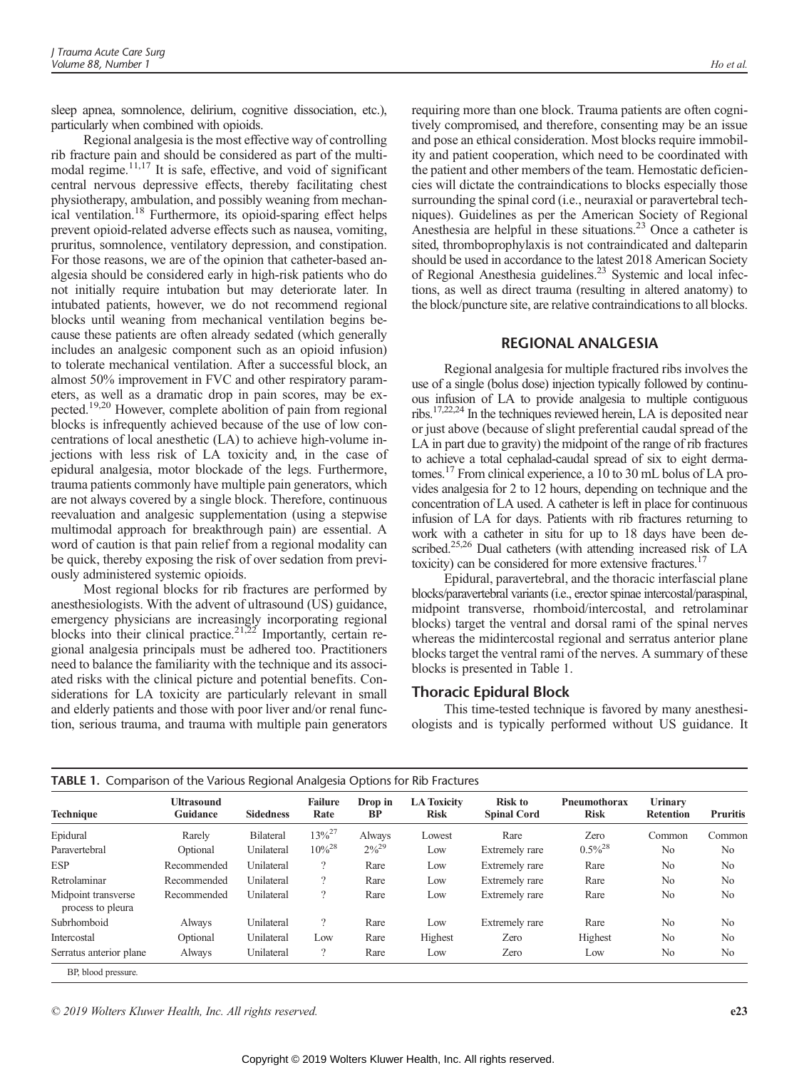sleep apnea, somnolence, delirium, cognitive dissociation, etc.), particularly when combined with opioids.

Regional analgesia is the most effective way of controlling rib fracture pain and should be considered as part of the multimodal regime.[11,17] It is safe, effective, and void of significant central nervous depressive effects, thereby facilitating chest physiotherapy, ambulation, and possibly weaning from mechanical ventilation.[18] Furthermore, its opioid-sparing effect helps prevent opioid-related adverse effects such as nausea, vomiting, pruritus, somnolence, ventilatory depression, and constipation. For those reasons, we are of the opinion that catheter-based analgesia should be considered early in high-risk patients who do not initially require intubation but may deteriorate later. In intubated patients, however, we do not recommend regional blocks until weaning from mechanical ventilation begins because these patients are often already sedated (which generally includes an analgesic component such as an opioid infusion) to tolerate mechanical ventilation. After a successful block, an almost 50% improvement in FVC and other respiratory parameters, as well as a dramatic drop in pain scores, may be expected.[19,20] However, complete abolition of pain from regional blocks is infrequently achieved because of the use of low concentrations of local anesthetic (LA) to achieve high-volume injections with less risk of LA toxicity and, in the case of epidural analgesia, motor blockade of the legs. Furthermore, trauma patients commonly have multiple pain generators, which are not always covered by a single block. Therefore, continuous reevaluation and analgesic supplementation (using a stepwise multimodal approach for breakthrough pain) are essential. A word of caution is that pain relief from a regional modality can be quick, thereby exposing the risk of over sedation from previously administered systemic opioids.

Most regional blocks for rib fractures are performed by anesthesiologists. With the advent of ultrasound (US) guidance, emergency physicians are increasingly incorporating regional blocks into their clinical practice.[21,22] Importantly, certain regional analgesia principals must be adhered too. Practitioners need to balance the familiarity with the technique and its associated risks with the clinical picture and potential benefits. Considerations for LA toxicity are particularly relevant in small and elderly patients and those with poor liver and/or renal function, serious trauma, and trauma with multiple pain generators requiring more than one block. Trauma patients are often cognitively compromised, and therefore, consenting may be an issue and pose an ethical consideration. Most blocks require immobility and patient cooperation, which need to be coordinated with the patient and other members of the team. Hemostatic deficiencies will dictate the contraindications to blocks especially those surrounding the spinal cord (i.e., neuraxial or paravertebral techniques). Guidelines as per the American Society of Regional Anesthesia are helpful in these situations.[23] Once a catheter is sited, thromboprophylaxis is not contraindicated and dalteparin should be used in accordance to the latest 2018 American Society of Regional Anesthesia guidelines.[23] Systemic and local infections, as well as direct trauma (resulting in altered anatomy) to the block/puncture site, are relative contraindications to all blocks.

## REGIONAL ANALGESIA

Regional analgesia for multiple fractured ribs involves the use of a single (bolus dose) injection typically followed by continuous infusion of LA to provide analgesia to multiple contiguous ribs.[17,22,24] In the techniques reviewed herein, LA is deposited near or just above (because of slight preferential caudal spread of the LA in part due to gravity) the midpoint of the range of rib fractures to achieve a total cephalad-caudal spread of six to eight dermatomes.[17] From clinical experience, a 10 to 30 mL bolus of LA provides analgesia for 2 to 12 hours, depending on technique and the concentration of LA used. A catheter is left in place for continuous infusion of LA for days. Patients with rib fractures returning to work with a catheter in situ for up to 18 days have been described.[25,26] Dual catheters (with attending increased risk of LA toxicity) can be considered for more extensive fractures.[17]

Epidural, paravertebral, and the thoracic interfascial plane blocks/paravertebral variants (i.e., erector spinae intercostal/paraspinal, midpoint transverse, rhomboid/intercostal, and retrolaminar blocks) target the ventral and dorsal rami of the spinal nerves whereas the midintercostal regional and serratus anterior plane blocks target the ventral rami of the nerves. A summary of these blocks is presented in Table 1.

### Thoracic Epidural Block

This time-tested technique is favored by many anesthesiologists and is typically performed without US guidance. It

**TABLE 1.** Comparison of the Various Regional Analgesia Options for Rib Fractures

| Technique | Ultrasound Guidance | Sidedness | Failure Rate | Drop in BP | LA Toxicity Risk | Risk to Spinal Cord | Pneumothorax Risk | Urinary Retention | Pruritis |
|---|---|---|---|---|---|---|---|---|---|
| Epidural | Rarely | Bilateral | 13%[27] | Always | Lowest | Rare | Zero | Common | Common |
| Paravertebral | Optional | Unilateral | 10%[28] | 2%[29] | Low | Extremely rare | 0.5%[28] | No | No |
| ESP | Recommended | Unilateral | ? | Rare | Low | Extremely rare | Rare | No | No |
| Retrolaminar | Recommended | Unilateral | ? | Rare | Low | Extremely rare | Rare | No | No |
| Midpoint transverse process to pleura | Recommended | Unilateral | ? | Rare | Low | Extremely rare | Rare | No | No |
| Subrhomboid | Always | Unilateral | ? | Rare | Low | Extremely rare | Rare | No | No |
| Intercostal | Optional | Unilateral | Low | Rare | Highest | Zero | Highest | No | No |
| Serratus anterior plane | Always | Unilateral | ? | Rare | Low | Zero | Low | No | No |

BP, blood pressure.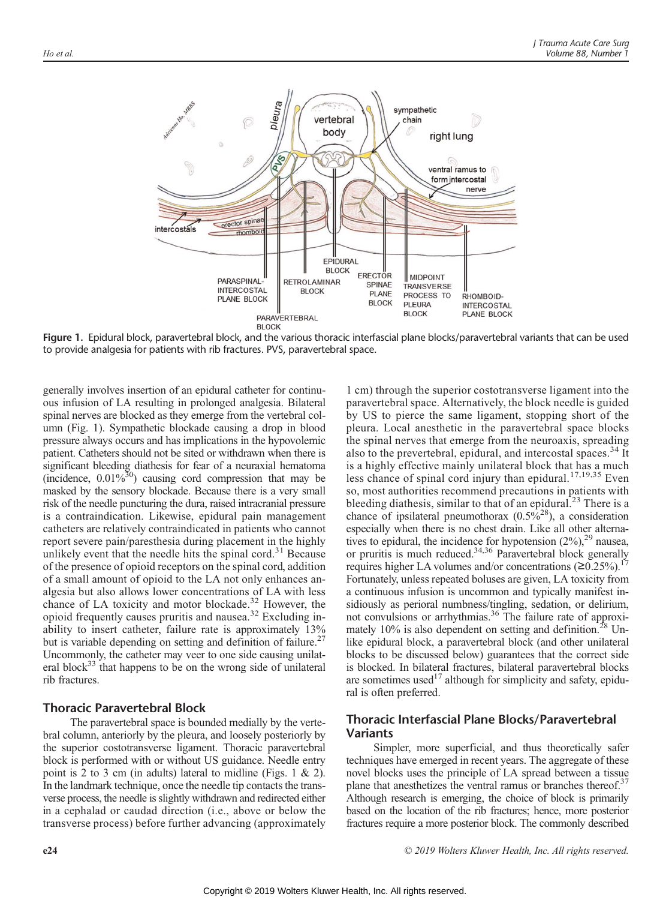Figure 1. Epidural block, paravertebral block, and the various thoracic interfascial plane blocks/paravertebral variants that can be used to provide analgesia for patients with rib fractures. PVS, paravertebral space.

generally involves insertion of an epidural catheter for continuous infusion of LA resulting in prolonged analgesia. Bilateral spinal nerves are blocked as they emerge from the vertebral column (Fig. 1). Sympathetic blockade causing a drop in blood pressure always occurs and has implications in the hypovolemic patient. Catheters should not be sited or withdrawn when there is significant bleeding diathesis for fear of a neuraxial hematoma (incidence, 0.01%[30]) causing cord compression that may be masked by the sensory blockade. Because there is a very small risk of the needle puncturing the dura, raised intracranial pressure is a contraindication. Likewise, epidural pain management catheters are relatively contraindicated in patients who cannot report severe pain/paresthesia during placement in the highly unlikely event that the needle hits the spinal cord.[31] Because of the presence of opioid receptors on the spinal cord, addition of a small amount of opioid to the LA not only enhances analgesia but also allows lower concentrations of LA with less chance of LA toxicity and motor blockade.[32] However, the opioid frequently causes pruritis and nausea.[32] Excluding inability to insert catheter, failure rate is approximately 13% but is variable depending on setting and definition of failure.[27] Uncommonly, the catheter may veer to one side causing unilateral block[33] that happens to be on the wrong side of unilateral rib fractures.

## Thoracic Paravertebral Block

The paravertebral space is bounded medially by the vertebral column, anteriorly by the pleura, and loosely posteriorly by the superior costotransverse ligament. Thoracic paravertebral block is performed with or without US guidance. Needle entry point is 2 to 3 cm (in adults) lateral to midline (Figs. 1 & 2). In the landmark technique, once the needle tip contacts the transverse process, the needle is slightly withdrawn and redirected either in a cephalad or caudad direction (i.e., above or below the transverse process) before further advancing (approximately 1 cm) through the superior costotransverse ligament into the paravertebral space. Alternatively, the block needle is guided by US to pierce the same ligament, stopping short of the pleura. Local anesthetic in the paravertebral space blocks the spinal nerves that emerge from the neuroaxis, spreading also to the prevertebral, epidural, and intercostal spaces.[34] It is a highly effective mainly unilateral block that has a much less chance of spinal cord injury than epidural.[17,19,35] Even so, most authorities recommend precautions in patients with bleeding diathesis, similar to that of an epidural.[23] There is a chance of ipsilateral pneumothorax (0.5%[28]), a consideration especially when there is no chest drain. Like all other alternatives to epidural, the incidence for hypotension (2%),[29] nausea, or pruritis is much reduced.[34,36] Paravertebral block generally requires higher LA volumes and/or concentrations (≥0.25%).[17] Fortunately, unless repeated boluses are given, LA toxicity from a continuous infusion is uncommon and typically manifest insidiously as perioral numbness/tingling, sedation, or delirium, not convulsions or arrhythmias.[36] The failure rate of approximately 10% is also dependent on setting and definition.[28] Unlike epidural block, a paravertebral block (and other unilateral blocks to be discussed below) guarantees that the correct side is blocked. In bilateral fractures, bilateral paravertebral blocks are sometimes used[17] although for simplicity and safety, epidural is often preferred.

## Thoracic Interfascial Plane Blocks/Paravertebral Variants

Simpler, more superficial, and thus theoretically safer techniques have emerged in recent years. The aggregate of these novel blocks uses the principle of LA spread between a tissue plane that anesthetizes the ventral ramus or branches thereof.[37] Although research is emerging, the choice of block is primarily based on the location of the rib fractures; hence, more posterior fractures require a more posterior block. The commonly described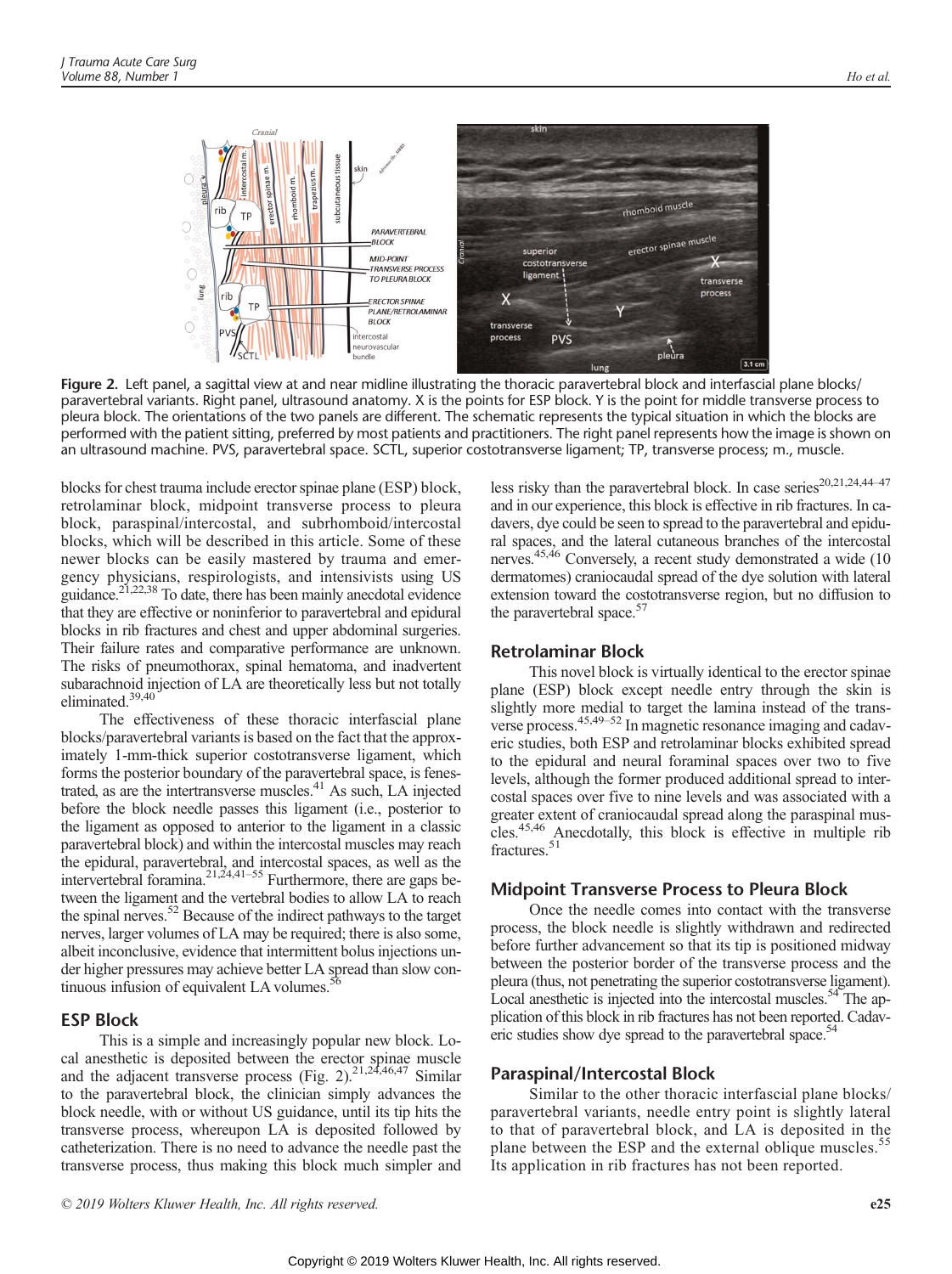Figure 2. Left panel, a sagittal view at and near midline illustrating the thoracic paravertebral block and interfascial plane blocks/paravertebral variants. Right panel, ultrasound anatomy. X is the points for ESP block. Y is the point for middle transverse process to pleura block. The orientations of the two panels are different. The schematic represents the typical situation in which the blocks are performed with the patient sitting, preferred by most patients and practitioners. The right panel represents how the image is shown on an ultrasound machine. PVS, paravertebral space. SCTL, superior costotransverse ligament; TP, transverse process; m., muscle.

blocks for chest trauma include erector spinae plane (ESP) block, retrolaminar block, midpoint transverse process to pleura block, paraspinal/intercostal, and subrhomboid/intercostal blocks, which will be described in this article. Some of these newer blocks can be easily mastered by trauma and emergency physicians, respirologists, and intensivists using US guidance.[21,22,38] To date, there has been mainly anecdotal evidence that they are effective or noninferior to paravertebral and epidural blocks in rib fractures and chest and upper abdominal surgeries. Their failure rates and comparative performance are unknown. The risks of pneumothorax, spinal hematoma, and inadvertent subarachnoid injection of LA are theoretically less but not totally eliminated.[39,40]

The effectiveness of these thoracic interfascial plane blocks/paravertebral variants is based on the fact that the approximately 1-mm-thick superior costotransverse ligament, which forms the posterior boundary of the paravertebral space, is fenestrated, as are the intertransverse muscles.[41] As such, LA injected before the block needle passes this ligament (i.e., posterior to the ligament as opposed to anterior to the ligament in a classic paravertebral block) and within the intercostal muscles may reach the epidural, paravertebral, and intercostal spaces, as well as the intervertebral foramina.[21,24,41–55] Furthermore, there are gaps between the ligament and the vertebral bodies to allow LA to reach the spinal nerves.[52] Because of the indirect pathways to the target nerves, larger volumes of LA may be required; there is also some, albeit inconclusive, evidence that intermittent bolus injections under higher pressures may achieve better LA spread than slow continuous infusion of equivalent LA volumes.[56]

## ESP Block

This is a simple and increasingly popular new block. Local anesthetic is deposited between the erector spinae muscle and the adjacent transverse process (Fig. 2).[21,24,46,47] Similar to the paravertebral block, the clinician simply advances the block needle, with or without US guidance, until its tip hits the transverse process, whereupon LA is deposited followed by catheterization. There is no need to advance the needle past the transverse process, thus making this block much simpler and less risky than the paravertebral block. In case series[20,21,24,44–47] and in our experience, this block is effective in rib fractures. In cadavers, dye could be seen to spread to the paravertebral and epidural spaces, and the lateral cutaneous branches of the intercostal nerves.[45,46] Conversely, a recent study demonstrated a wide (10 dermatomes) craniocaudal spread of the dye solution with lateral extension toward the costotransverse region, but no diffusion to the paravertebral space.[57]

## Retrolaminar Block

This novel block is virtually identical to the erector spinae plane (ESP) block except needle entry through the skin is slightly more medial to target the lamina instead of the transverse process.[45,49–52] In magnetic resonance imaging and cadaveric studies, both ESP and retrolaminar blocks exhibited spread to the epidural and neural foraminal spaces over two to five levels, although the former produced additional spread to intercostal spaces over five to nine levels and was associated with a greater extent of craniocaudal spread along the paraspinal muscles.[45,46] Anecdotally, this block is effective in multiple rib fractures.[51]

## Midpoint Transverse Process to Pleura Block

Once the needle comes into contact with the transverse process, the block needle is slightly withdrawn and redirected before further advancement so that its tip is positioned midway between the posterior border of the transverse process and the pleura (thus, not penetrating the superior costotransverse ligament). Local anesthetic is injected into the intercostal muscles.[54] The application of this block in rib fractures has not been reported. Cadaveric studies show dye spread to the paravertebral space.[54]

## Paraspinal/Intercostal Block

Similar to the other thoracic interfascial plane blocks/paravertebral variants, needle entry point is slightly lateral to that of paravertebral block, and LA is deposited in the plane between the ESP and the external oblique muscles.[55] Its application in rib fractures has not been reported.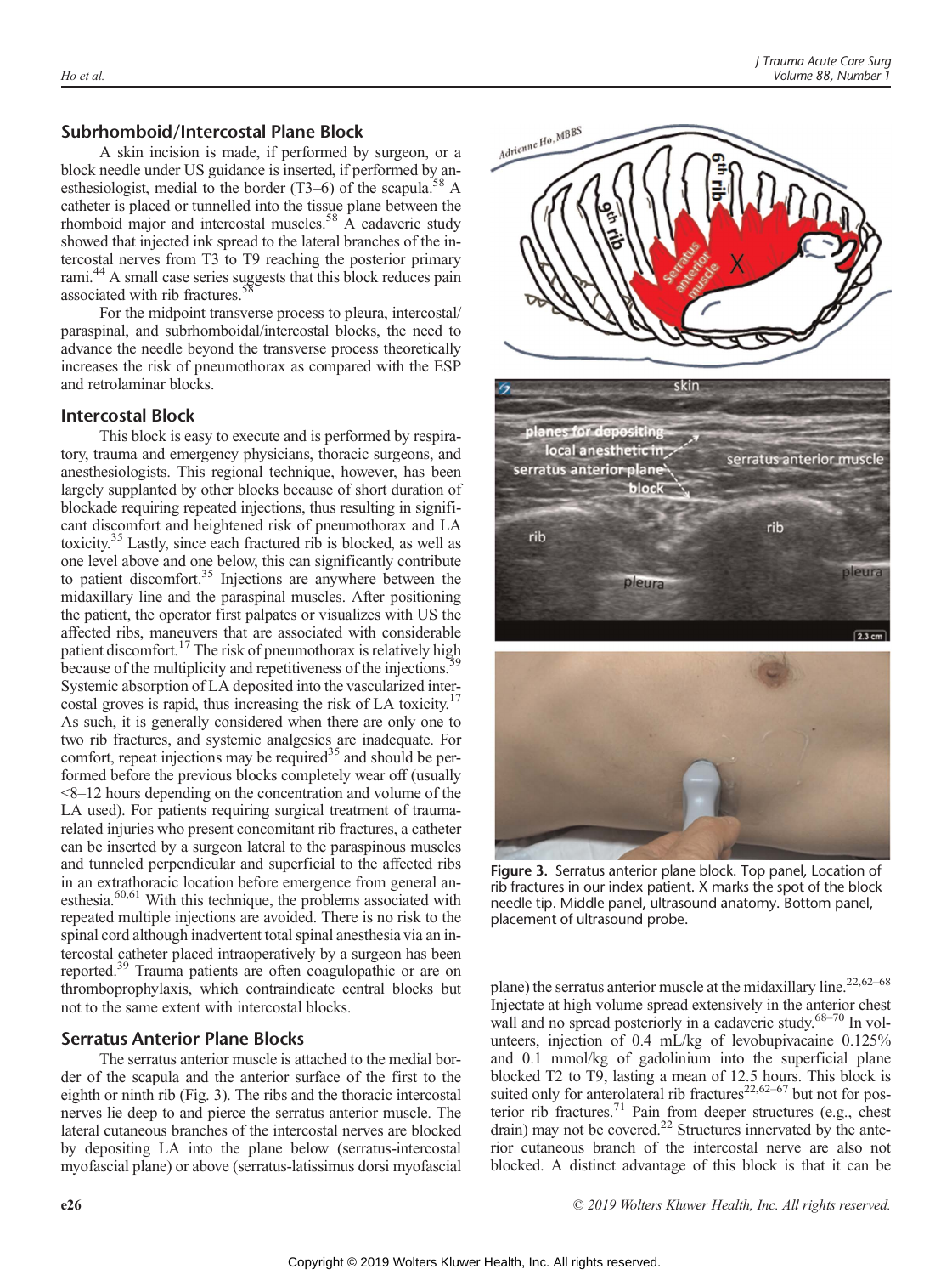## Subrhomboid/Intercostal Plane Block

A skin incision is made, if performed by surgeon, or a block needle under US guidance is inserted, if performed by anesthesiologist, medial to the border (T3–6) of the scapula.[58] A catheter is placed or tunnelled into the tissue plane between the rhomboid major and intercostal muscles.[58] A cadaveric study showed that injected ink spread to the lateral branches of the intercostal nerves from T3 to T9 reaching the posterior primary rami.[44] A small case series suggests that this block reduces pain associated with rib fractures.[58]

For the midpoint transverse process to pleura, intercostal/paraspinal, and subrhomboidal/intercostal blocks, the need to advance the needle beyond the transverse process theoretically increases the risk of pneumothorax as compared with the ESP and retrolaminar blocks.

## Intercostal Block

This block is easy to execute and is performed by respiratory, trauma and emergency physicians, thoracic surgeons, and anesthesiologists. This regional technique, however, has been largely supplanted by other blocks because of short duration of blockade requiring repeated injections, thus resulting in significant discomfort and heightened risk of pneumothorax and LA toxicity.[35] Lastly, since each fractured rib is blocked, as well as one level above and one below, this can significantly contribute to patient discomfort.[35] Injections are anywhere between the midaxillary line and the paraspinal muscles. After positioning the patient, the operator first palpates or visualizes with US the affected ribs, maneuvers that are associated with considerable patient discomfort.[17] The risk of pneumothorax is relatively high because of the multiplicity and repetitiveness of the injections.[59] Systemic absorption of LA deposited into the vascularized intercostal groves is rapid, thus increasing the risk of LA toxicity.[17] As such, it is generally considered when there are only one to two rib fractures, and systemic analgesics are inadequate. For comfort, repeat injections may be required[35] and should be performed before the previous blocks completely wear off (usually <8–12 hours depending on the concentration and volume of the LA used). For patients requiring surgical treatment of trauma-related injuries who present concomitant rib fractures, a catheter can be inserted by a surgeon lateral to the paraspinous muscles and tunneled perpendicular and superficial to the affected ribs in an extrathoracic location before emergence from general anesthesia.[60,61] With this technique, the problems associated with repeated multiple injections are avoided. There is no risk to the spinal cord although inadvertent total spinal anesthesia via an intercostal catheter placed intraoperatively by a surgeon has been reported.[39] Trauma patients are often coagulopathic or are on thromboprophylaxis, which contraindicate central blocks but not to the same extent with intercostal blocks.

## Serratus Anterior Plane Blocks

The serratus anterior muscle is attached to the medial border of the scapula and the anterior surface of the first to the eighth or ninth rib (Fig. 3). The ribs and the thoracic intercostal nerves lie deep to and pierce the serratus anterior muscle. The lateral cutaneous branches of the intercostal nerves are blocked by depositing LA into the plane below (serratus-intercostal myofascial plane) or above (serratus-latissimus dorsi myofascial plane) the serratus anterior muscle at the midaxillary line.[22,62–68] Injectate at high volume spread extensively in the anterior chest wall and no spread posteriorly in a cadaveric study.[68–70] In volunteers, injection of 0.4 mL/kg of levobupivacaine 0.125% and 0.1 mmol/kg of gadolinium into the superficial plane blocked T2 to T9, lasting a mean of 12.5 hours. This block is suited only for anterolateral rib fractures[22,62–67] but not for posterior rib fractures.[71] Pain from deeper structures (e.g., chest drain) may not be covered.[22] Structures innervated by the anterior cutaneous branch of the intercostal nerve are also not blocked. A distinct advantage of this block is that it can be

**Figure 3.** Serratus anterior plane block. Top panel, Location of rib fractures in our index patient. X marks the spot of the block needle tip. Middle panel, ultrasound anatomy. Bottom panel, placement of ultrasound probe.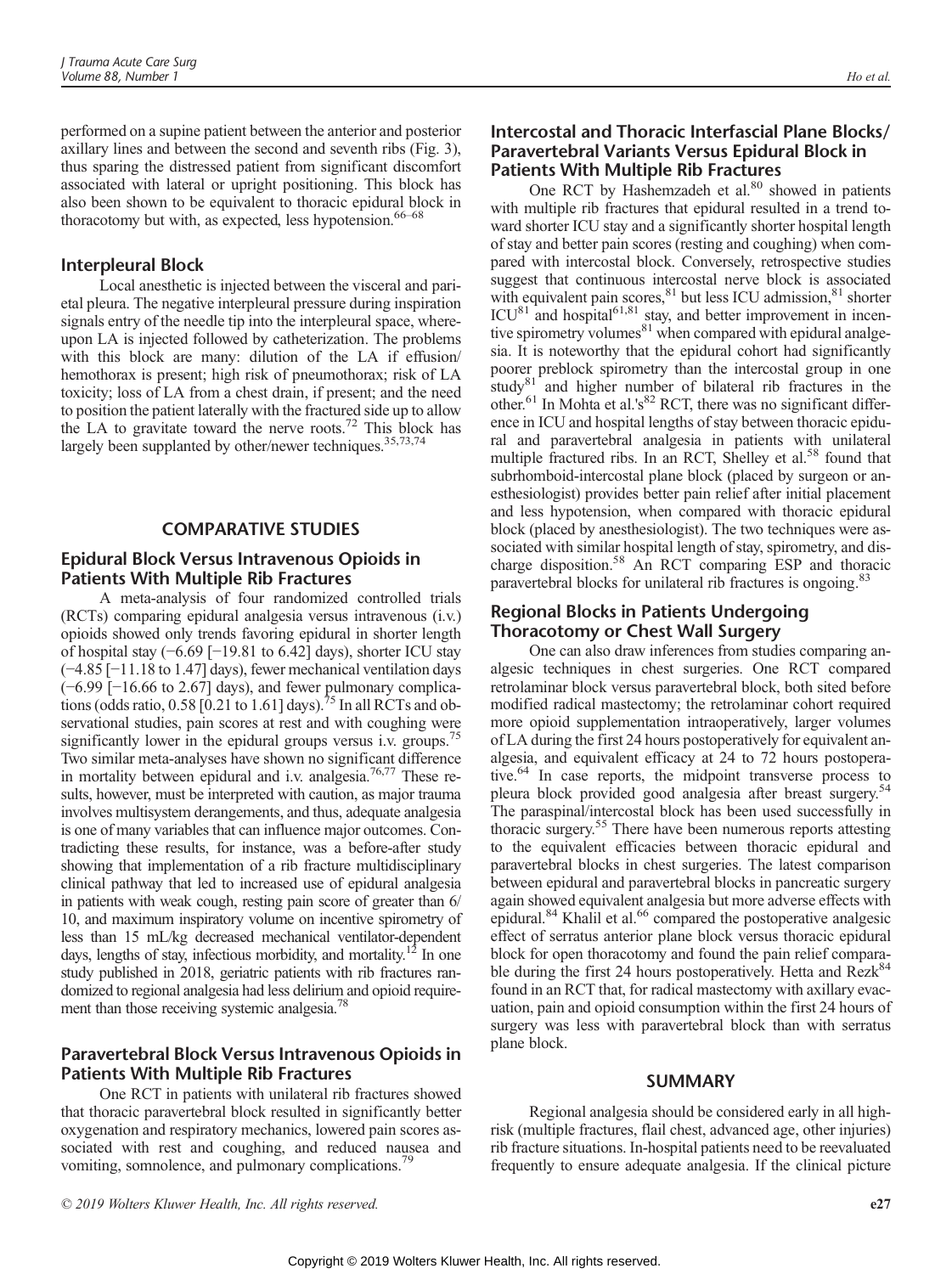performed on a supine patient between the anterior and posterior axillary lines and between the second and seventh ribs (Fig. 3), thus sparing the distressed patient from significant discomfort associated with lateral or upright positioning. This block has also been shown to be equivalent to thoracic epidural block in thoracotomy but with, as expected, less hypotension.[66–68]

### Interpleural Block

Local anesthetic is injected between the visceral and parietal pleura. The negative interpleural pressure during inspiration signals entry of the needle tip into the interpleural space, whereupon LA is injected followed by catheterization. The problems with this block are many: dilution of the LA if effusion/hemothorax is present; high risk of pneumothorax; risk of LA toxicity; loss of LA from a chest drain, if present; and the need to position the patient laterally with the fractured side up to allow the LA to gravitate toward the nerve roots.[72] This block has largely been supplanted by other/newer techniques.[35,73,74]

## COMPARATIVE STUDIES

### Epidural Block Versus Intravenous Opioids in Patients With Multiple Rib Fractures

A meta-analysis of four randomized controlled trials (RCTs) comparing epidural analgesia versus intravenous (i.v.) opioids showed only trends favoring epidural in shorter length of hospital stay (−6.69 [−19.81 to 6.42] days), shorter ICU stay (−4.85 [−11.18 to 1.47] days), fewer mechanical ventilation days (−6.99 [−16.66 to 2.67] days), and fewer pulmonary complications (odds ratio, 0.58 [0.21 to 1.61] days).[75] In all RCTs and observational studies, pain scores at rest and with coughing were significantly lower in the epidural groups versus i.v. groups.[75] Two similar meta-analyses have shown no significant difference in mortality between epidural and i.v. analgesia.[76,77] These results, however, must be interpreted with caution, as major trauma involves multisystem derangements, and thus, adequate analgesia is one of many variables that can influence major outcomes. Contradicting these results, for instance, was a before-after study showing that implementation of a rib fracture multidisciplinary clinical pathway that led to increased use of epidural analgesia in patients with weak cough, resting pain score of greater than 6/10, and maximum inspiratory volume on incentive spirometry of less than 15 mL/kg decreased mechanical ventilator-dependent days, lengths of stay, infectious morbidity, and mortality.[12] In one study published in 2018, geriatric patients with rib fractures randomized to regional analgesia had less delirium and opioid requirement than those receiving systemic analgesia.[78]

### Paravertebral Block Versus Intravenous Opioids in Patients With Multiple Rib Fractures

One RCT in patients with unilateral rib fractures showed that thoracic paravertebral block resulted in significantly better oxygenation and respiratory mechanics, lowered pain scores associated with rest and coughing, and reduced nausea and vomiting, somnolence, and pulmonary complications.[79]

### Intercostal and Thoracic Interfascial Plane Blocks/Paravertebral Variants Versus Epidural Block in Patients With Multiple Rib Fractures

One RCT by Hashemzadeh et al.[80] showed in patients with multiple rib fractures that epidural resulted in a trend toward shorter ICU stay and a significantly shorter hospital length of stay and better pain scores (resting and coughing) when compared with intercostal block. Conversely, retrospective studies suggest that continuous intercostal nerve block is associated with equivalent pain scores,[81] but less ICU admission,[81] shorter ICU[81] and hospital[61,81] stay, and better improvement in incentive spirometry volumes[81] when compared with epidural analgesia. It is noteworthy that the epidural cohort had significantly poorer preblock spirometry than the intercostal group in one study[81] and higher number of bilateral rib fractures in the other.[61] In Mohta et al.'s[82] RCT, there was no significant difference in ICU and hospital lengths of stay between thoracic epidural and paravertebral analgesia in patients with unilateral multiple fractured ribs. In an RCT, Shelley et al.[58] found that subrhomboid-intercostal plane block (placed by surgeon or anesthesiologist) provides better pain relief after initial placement and less hypotension, when compared with thoracic epidural block (placed by anesthesiologist). The two techniques were associated with similar hospital length of stay, spirometry, and discharge disposition.[58] An RCT comparing ESP and thoracic paravertebral blocks for unilateral rib fractures is ongoing.[83]

### Regional Blocks in Patients Undergoing Thoracotomy or Chest Wall Surgery

One can also draw inferences from studies comparing analgesic techniques in chest surgeries. One RCT compared retrolaminar block versus paravertebral block, both sited before modified radical mastectomy; the retrolaminar cohort required more opioid supplementation intraoperatively, larger volumes of LA during the first 24 hours postoperatively for equivalent analgesia, and equivalent efficacy at 24 to 72 hours postoperative.[64] In case reports, the midpoint transverse process to pleura block provided good analgesia after breast surgery.[54] The paraspinal/intercostal block has been used successfully in thoracic surgery.[55] There have been numerous reports attesting to the equivalent efficacies between thoracic epidural and paravertebral blocks in chest surgeries. The latest comparison between epidural and paravertebral blocks in pancreatic surgery again showed equivalent analgesia but more adverse effects with epidural.[84] Khalil et al.[66] compared the postoperative analgesic effect of serratus anterior plane block versus thoracic epidural block for open thoracotomy and found the pain relief comparable during the first 24 hours postoperatively. Hetta and Rezk[84] found in an RCT that, for radical mastectomy with axillary evacuation, pain and opioid consumption within the first 24 hours of surgery was less with paravertebral block than with serratus plane block.

## SUMMARY

Regional analgesia should be considered early in all high-risk (multiple fractures, flail chest, advanced age, other injuries) rib fracture situations. In-hospital patients need to be reevaluated frequently to ensure adequate analgesia. If the clinical picture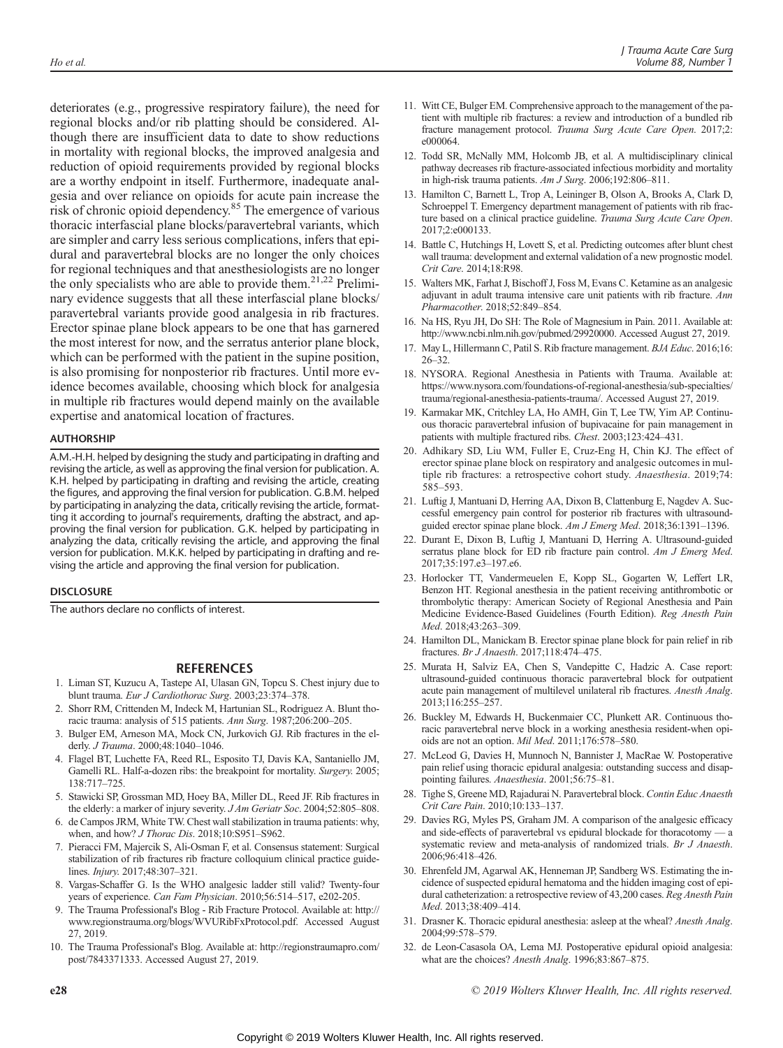deteriorates (e.g., progressive respiratory failure), the need for regional blocks and/or rib platting should be considered. Although there are insufficient data to date to show reductions in mortality with regional blocks, the improved analgesia and reduction of opioid requirements provided by regional blocks are a worthy endpoint in itself. Furthermore, inadequate analgesia and over reliance on opioids for acute pain increase the risk of chronic opioid dependency.[85] The emergence of various thoracic interfascial plane blocks/paravertebral variants, which are simpler and carry less serious complications, infers that epidural and paravertebral blocks are no longer the only choices for regional techniques and that anesthesiologists are no longer the only specialists who are able to provide them.[21,22] Preliminary evidence suggests that all these interfascial plane blocks/ paravertebral variants provide good analgesia in rib fractures. Erector spinae plane block appears to be one that has garnered the most interest for now, and the serratus anterior plane block, which can be performed with the patient in the supine position, is also promising for nonposterior rib fractures. Until more evidence becomes available, choosing which block for analgesia in multiple rib fractures would depend mainly on the available expertise and anatomical location of fractures.

## AUTHORSHIP

A.M.-H.H. helped by designing the study and participating in drafting and revising the article, as well as approving the final version for publication. A. K.H. helped by participating in drafting and revising the article, creating the figures, and approving the final version for publication. G.B.M. helped by participating in analyzing the data, critically revising the article, formatting it according to journal's requirements, drafting the abstract, and approving the final version for publication. G.K. helped by participating in analyzing the data, critically revising the article, and approving the final version for publication. M.K.K. helped by participating in drafting and revising the article and approving the final version for publication.

## DISCLOSURE

The authors declare no conflicts of interest.

## REFERENCES

1. Liman ST, Kuzucu A, Tastepe AI, Ulasan GN, Topcu S. Chest injury due to blunt trauma. *Eur J Cardiothorac Surg*. 2003;23:374–378.
2. Shorr RM, Crittenden M, Indeck M, Hartunian SL, Rodriguez A. Blunt thoracic trauma: analysis of 515 patients. *Ann Surg*. 1987;206:200–205.
3. Bulger EM, Arneson MA, Mock CN, Jurkovich GJ. Rib fractures in the elderly. *J Trauma*. 2000;48:1040–1046.
4. Flagel BT, Luchette FA, Reed RL, Esposito TJ, Davis KA, Santaniello JM, Gamelli RL. Half-a-dozen ribs: the breakpoint for mortality. *Surgery*. 2005; 138:717–725.
5. Stawicki SP, Grossman MD, Hoey BA, Miller DL, Reed JF. Rib fractures in the elderly: a marker of injury severity. *J Am Geriatr Soc*. 2004;52:805–808.
6. de Campos JRM, White TW. Chest wall stabilization in trauma patients: why, when, and how? *J Thorac Dis*. 2018;10:S951–S962.
7. Pieracci FM, Majercik S, Ali-Osman F, et al. Consensus statement: Surgical stabilization of rib fractures rib fracture colloquium clinical practice guidelines. *Injury*. 2017;48:307–321.
8. Vargas-Schaffer G. Is the WHO analgesic ladder still valid? Twenty-four years of experience. *Can Fam Physician*. 2010;56:514–517, e202-205.
9. The Trauma Professional's Blog - Rib Fracture Protocol. Available at: http://www.regionstrauma.org/blogs/WVURibFxProtocol.pdf. Accessed August 27, 2019.
10. The Trauma Professional's Blog. Available at: http://regionstraumapro.com/post/7843371333. Accessed August 27, 2019.
11. Witt CE, Bulger EM. Comprehensive approach to the management of the patient with multiple rib fractures: a review and introduction of a bundled rib fracture management protocol. *Trauma Surg Acute Care Open*. 2017;2: e000064.
12. Todd SR, McNally MM, Holcomb JB, et al. A multidisciplinary clinical pathway decreases rib fracture-associated infectious morbidity and mortality in high-risk trauma patients. *Am J Surg*. 2006;192:806–811.
13. Hamilton C, Barnett L, Trop A, Leininger B, Olson A, Brooks A, Clark D, Schroeppel T. Emergency department management of patients with rib fracture based on a clinical practice guideline. *Trauma Surg Acute Care Open*. 2017;2:e000133.
14. Battle C, Hutchings H, Lovett S, et al. Predicting outcomes after blunt chest wall trauma: development and external validation of a new prognostic model. *Crit Care*. 2014;18:R98.
15. Walters MK, Farhat J, Bischoff J, Foss M, Evans C. Ketamine as an analgesic adjuvant in adult trauma intensive care unit patients with rib fracture. *Ann Pharmacother*. 2018;52:849–854.
16. Na HS, Ryu JH, Do SH: The Role of Magnesium in Pain. 2011. Available at: http://www.ncbi.nlm.nih.gov/pubmed/29920000. Accessed August 27, 2019.
17. May L, Hillermann C, Patil S. Rib fracture management. *BJA Educ*. 2016;16: 26–32.
18. NYSORA. Regional Anesthesia in Patients with Trauma. Available at: https://www.nysora.com/foundations-of-regional-anesthesia/sub-specialties/trauma/regional-anesthesia-patients-trauma/. Accessed August 27, 2019.
19. Karmakar MK, Critchley LA, Ho AMH, Gin T, Lee TW, Yim AP. Continuous thoracic paravertebral infusion of bupivacaine for pain management in patients with multiple fractured ribs. *Chest*. 2003;123:424–431.
20. Adhikary SD, Liu WM, Fuller E, Cruz-Eng H, Chin KJ. The effect of erector spinae plane block on respiratory and analgesic outcomes in multiple rib fractures: a retrospective cohort study. *Anaesthesia*. 2019;74: 585–593.
21. Luftig J, Mantuani D, Herring AA, Dixon B, Clattenburg E, Nagdev A. Successful emergency pain control for posterior rib fractures with ultrasound-guided erector spinae plane block. *Am J Emerg Med*. 2018;36:1391–1396.
22. Durant E, Dixon B, Luftig J, Mantuani D, Herring A. Ultrasound-guided serratus plane block for ED rib fracture pain control. *Am J Emerg Med*. 2017;35:197.e3–197.e6.
23. Horlocker TT, Vandermeulen E, Kopp SL, Gogarten W, Leffert LR, Benzon HT. Regional anesthesia in the patient receiving antithrombotic or thrombolytic therapy: American Society of Regional Anesthesia and Pain Medicine Evidence-Based Guidelines (Fourth Edition). *Reg Anesth Pain Med*. 2018;43:263–309.
24. Hamilton DL, Manickam B. Erector spinae plane block for pain relief in rib fractures. *Br J Anaesth*. 2017;118:474–475.
25. Murata H, Salviz EA, Chen S, Vandepitte C, Hadzic A. Case report: ultrasound-guided continuous thoracic paravertebral block for outpatient acute pain management of multilevel unilateral rib fractures. *Anesth Analg*. 2013;116:255–257.
26. Buckley M, Edwards H, Buckenmaier CC, Plunkett AR. Continuous thoracic paravertebral nerve block in a working anesthesia resident-when opioids are not an option. *Mil Med*. 2011;176:578–580.
27. McLeod G, Davies H, Munnoch N, Bannister J, MacRae W. Postoperative pain relief using thoracic epidural analgesia: outstanding success and disappointing failures. *Anaesthesia*. 2001;56:75–81.
28. Tighe S, Greene MD, Rajadurai N. Paravertebral block. *Contin Educ Anaesth Crit Care Pain*. 2010;10:133–137.
29. Davies RG, Myles PS, Graham JM. A comparison of the analgesic efficacy and side-effects of paravertebral vs epidural blockade for thoracotomy — a systematic review and meta-analysis of randomized trials. *Br J Anaesth*. 2006;96:418–426.
30. Ehrenfeld JM, Agarwal AK, Henneman JP, Sandberg WS. Estimating the incidence of suspected epidural hematoma and the hidden imaging cost of epidural catheterization: a retrospective review of 43,200 cases. *Reg Anesth Pain Med*. 2013;38:409–414.
31. Drasner K. Thoracic epidural anesthesia: asleep at the wheal? *Anesth Analg*. 2004;99:578–579.
32. de Leon-Casasola OA, Lema MJ. Postoperative epidural opioid analgesia: what are the choices? *Anesth Analg*. 1996;83:867–875.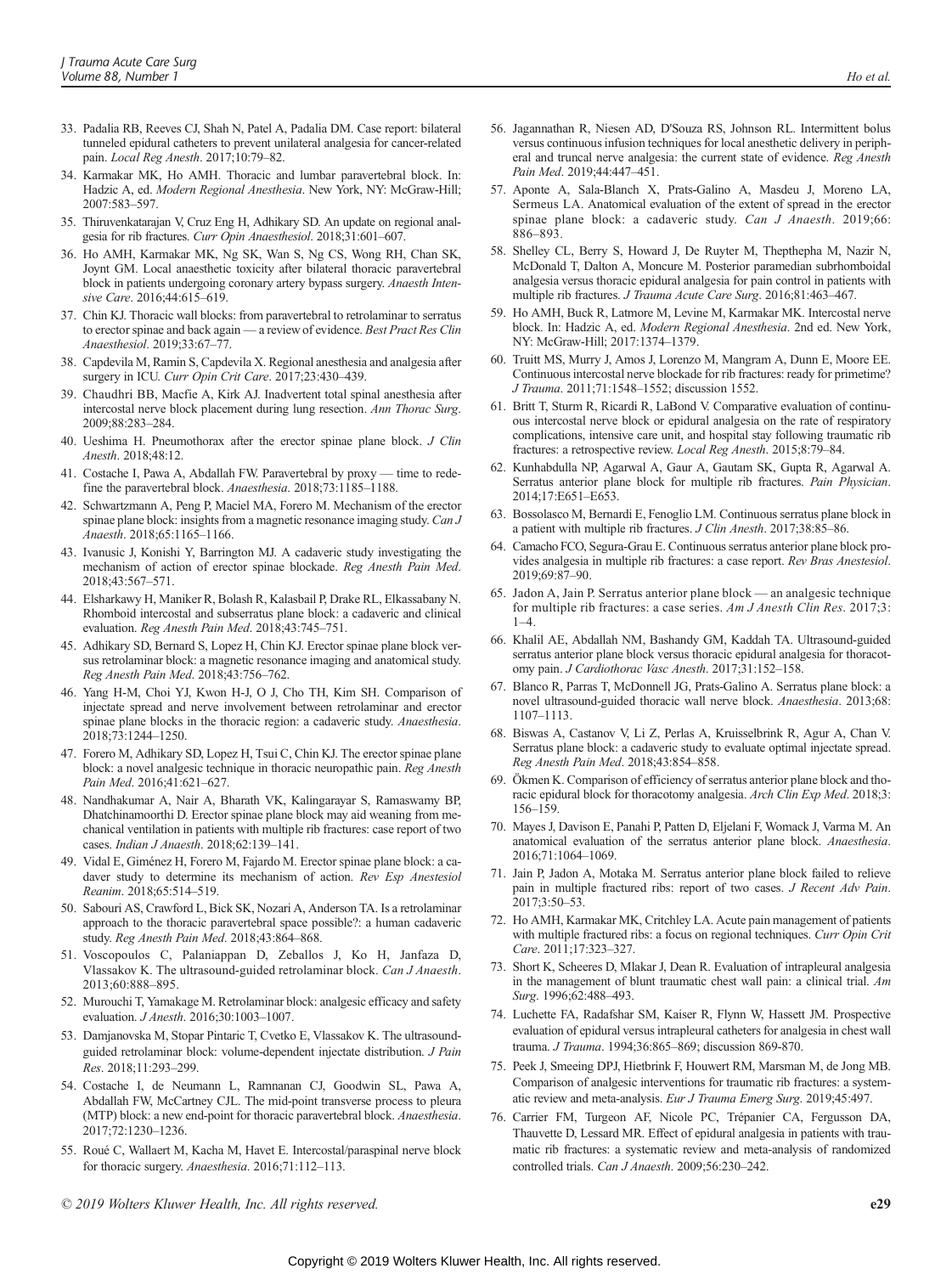33. Padalia RB, Reeves CJ, Shah N, Patel A, Padalia DM. Case report: bilateral tunneled epidural catheters to prevent unilateral analgesia for cancer-related pain. *Local Reg Anesth*. 2017;10:79–82.
34. Karmakar MK, Ho AMH. Thoracic and lumbar paravertebral block. In: Hadzic A, ed. *Modern Regional Anesthesia*. New York, NY: McGraw-Hill; 2007:583–597.
35. Thiruvenkatarajan V, Cruz Eng H, Adhikary SD. An update on regional analgesia for rib fractures. *Curr Opin Anaesthesiol*. 2018;31:601–607.
36. Ho AMH, Karmakar MK, Ng SK, Wan S, Ng CS, Wong RH, Chan SK, Joynt GM. Local anaesthetic toxicity after bilateral thoracic paravertebral block in patients undergoing coronary artery bypass surgery. *Anaesth Intensive Care*. 2016;44:615–619.
37. Chin KJ. Thoracic wall blocks: from paravertebral to retrolaminar to serratus to erector spinae and back again — a review of evidence. *Best Pract Res Clin Anaesthesiol*. 2019;33:67–77.
38. Capdevila M, Ramin S, Capdevila X. Regional anesthesia and analgesia after surgery in ICU. *Curr Opin Crit Care*. 2017;23:430–439.
39. Chaudhri BB, Macfie A, Kirk AJ. Inadvertent total spinal anesthesia after intercostal nerve block placement during lung resection. *Ann Thorac Surg*. 2009;88:283–284.
40. Ueshima H. Pneumothorax after the erector spinae plane block. *J Clin Anesth*. 2018;48:12.
41. Costache I, Pawa A, Abdallah FW. Paravertebral by proxy — time to redefine the paravertebral block. *Anaesthesia*. 2018;73:1185–1188.
42. Schwartzmann A, Peng P, Maciel MA, Forero M. Mechanism of the erector spinae plane block: insights from a magnetic resonance imaging study. *Can J Anaesth*. 2018;65:1165–1166.
43. Ivanusic J, Konishi Y, Barrington MJ. A cadaveric study investigating the mechanism of action of erector spinae blockade. *Reg Anesth Pain Med*. 2018;43:567–571.
44. Elsharkawy H, Maniker R, Bolash R, Kalasbail P, Drake RL, Elkassabany N. Rhomboid intercostal and subserratus plane block: a cadaveric and clinical evaluation. *Reg Anesth Pain Med*. 2018;43:745–751.
45. Adhikary SD, Bernard S, Lopez H, Chin KJ. Erector spinae plane block versus retrolaminar block: a magnetic resonance imaging and anatomical study. *Reg Anesth Pain Med*. 2018;43:756–762.
46. Yang H-M, Choi YJ, Kwon H-J, O J, Cho TH, Kim SH. Comparison of injectate spread and nerve involvement between retrolaminar and erector spinae plane blocks in the thoracic region: a cadaveric study. *Anaesthesia*. 2018;73:1244–1250.
47. Forero M, Adhikary SD, Lopez H, Tsui C, Chin KJ. The erector spinae plane block: a novel analgesic technique in thoracic neuropathic pain. *Reg Anesth Pain Med*. 2016;41:621–627.
48. Nandhakumar A, Nair A, Bharath VK, Kalingarayar S, Ramaswamy BP, Dhatchinamoorthi D. Erector spinae plane block may aid weaning from mechanical ventilation in patients with multiple rib fractures: case report of two cases. *Indian J Anaesth*. 2018;62:139–141.
49. Vidal E, Giménez H, Forero M, Fajardo M. Erector spinae plane block: a cadaver study to determine its mechanism of action. *Rev Esp Anestesiol Reanim*. 2018;65:514–519.
50. Sabouri AS, Crawford L, Bick SK, Nozari A, Anderson TA. Is a retrolaminar approach to the thoracic paravertebral space possible?: a human cadaveric study. *Reg Anesth Pain Med*. 2018;43:864–868.
51. Voscopoulos C, Palaniappan D, Zeballos J, Ko H, Janfaza D, Vlassakov K. The ultrasound-guided retrolaminar block. *Can J Anaesth*. 2013;60:888–895.
52. Murouchi T, Yamakage M. Retrolaminar block: analgesic efficacy and safety evaluation. *J Anesth*. 2016;30:1003–1007.
53. Damjanovska M, Stopar Pintaric T, Cvetko E, Vlassakov K. The ultrasound-guided retrolaminar block: volume-dependent injectate distribution. *J Pain Res*. 2018;11:293–299.
54. Costache I, de Neumann L, Ramnanan CJ, Goodwin SL, Pawa A, Abdallah FW, McCartney CJL. The mid-point transverse process to pleura (MTP) block: a new end-point for thoracic paravertebral block. *Anaesthesia*. 2017;72:1230–1236.
55. Roué C, Wallaert M, Kacha M, Havet E. Intercostal/paraspinal nerve block for thoracic surgery. *Anaesthesia*. 2016;71:112–113.
56. Jagannathan R, Niesen AD, D'Souza RS, Johnson RL. Intermittent bolus versus continuous infusion techniques for local anesthetic delivery in peripheral and truncal nerve analgesia: the current state of evidence. *Reg Anesth Pain Med*. 2019;44:447–451.
57. Aponte A, Sala-Blanch X, Prats-Galino A, Masdeu J, Moreno LA, Sermeus LA. Anatomical evaluation of the extent of spread in the erector spinae plane block: a cadaveric study. *Can J Anaesth*. 2019;66:886–893.
58. Shelley CL, Berry S, Howard J, De Ruyter M, Thepthepha M, Nazir N, McDonald T, Dalton A, Moncure M. Posterior paramedian subrhomboidal analgesia versus thoracic epidural analgesia for pain control in patients with multiple rib fractures. *J Trauma Acute Care Surg*. 2016;81:463–467.
59. Ho AMH, Buck R, Latmore M, Levine M, Karmakar MK. Intercostal nerve block. In: Hadzic A, ed. *Modern Regional Anesthesia*. 2nd ed. New York, NY: McGraw-Hill; 2017:1374–1379.
60. Truitt MS, Murry J, Amos J, Lorenzo M, Mangram A, Dunn E, Moore EE. Continuous intercostal nerve blockade for rib fractures: ready for primetime? *J Trauma*. 2011;71:1548–1552; discussion 1552.
61. Britt T, Sturm R, Ricardi R, LaBond V. Comparative evaluation of continuous intercostal nerve block or epidural analgesia on the rate of respiratory complications, intensive care unit, and hospital stay following traumatic rib fractures: a retrospective review. *Local Reg Anesth*. 2015;8:79–84.
62. Kunhabdulla NP, Agarwal A, Gaur A, Gautam SK, Gupta R, Agarwal A. Serratus anterior plane block for multiple rib fractures. *Pain Physician*. 2014;17:E651–E653.
63. Bossolasco M, Bernardi E, Fenoglio LM. Continuous serratus plane block in a patient with multiple rib fractures. *J Clin Anesth*. 2017;38:85–86.
64. Camacho FCO, Segura-Grau E. Continuous serratus anterior plane block provides analgesia in multiple rib fractures: a case report. *Rev Bras Anestesiol*. 2019;69:87–90.
65. Jadon A, Jain P. Serratus anterior plane block — an analgesic technique for multiple rib fractures: a case series. *Am J Anesth Clin Res*. 2017;3:1–4.
66. Khalil AE, Abdallah NM, Bashandy GM, Kaddah TA. Ultrasound-guided serratus anterior plane block versus thoracic epidural analgesia for thoracotomy pain. *J Cardiothorac Vasc Anesth*. 2017;31:152–158.
67. Blanco R, Parras T, McDonnell JG, Prats-Galino A. Serratus plane block: a novel ultrasound-guided thoracic wall nerve block. *Anaesthesia*. 2013;68:1107–1113.
68. Biswas A, Castanov V, Li Z, Perlas A, Kruisselbrink R, Agur A, Chan V. Serratus plane block: a cadaveric study to evaluate optimal injectate spread. *Reg Anesth Pain Med*. 2018;43:854–858.
69. Ökmen K. Comparison of efficiency of serratus anterior plane block and thoracic epidural block for thoracotomy analgesia. *Arch Clin Exp Med*. 2018;3:156–159.
70. Mayes J, Davison E, Panahi P, Patten D, Eljelani F, Womack J, Varma M. An anatomical evaluation of the serratus anterior plane block. *Anaesthesia*. 2016;71:1064–1069.
71. Jain P, Jadon A, Motaka M. Serratus anterior plane block failed to relieve pain in multiple fractured ribs: report of two cases. *J Recent Adv Pain*. 2017;3:50–53.
72. Ho AMH, Karmakar MK, Critchley LA. Acute pain management of patients with multiple fractured ribs: a focus on regional techniques. *Curr Opin Crit Care*. 2011;17:323–327.
73. Short K, Scheeres D, Mlakar J, Dean R. Evaluation of intrapleural analgesia in the management of blunt traumatic chest wall pain: a clinical trial. *Am Surg*. 1996;62:488–493.
74. Luchette FA, Radafshar SM, Kaiser R, Flynn W, Hassett JM. Prospective evaluation of epidural versus intrapleural catheters for analgesia in chest wall trauma. *J Trauma*. 1994;36:865–869; discussion 869-870.
75. Peek J, Smeeing DPJ, Hietbrink F, Houwert RM, Marsman M, de Jong MB. Comparison of analgesic interventions for traumatic rib fractures: a systematic review and meta-analysis. *Eur J Trauma Emerg Surg*. 2019;45:497.
76. Carrier FM, Turgeon AF, Nicole PC, Trépanier CA, Fergusson DA, Thauvette D, Lessard MR. Effect of epidural analgesia in patients with traumatic rib fractures: a systematic review and meta-analysis of randomized controlled trials. *Can J Anaesth*. 2009;56:230–242.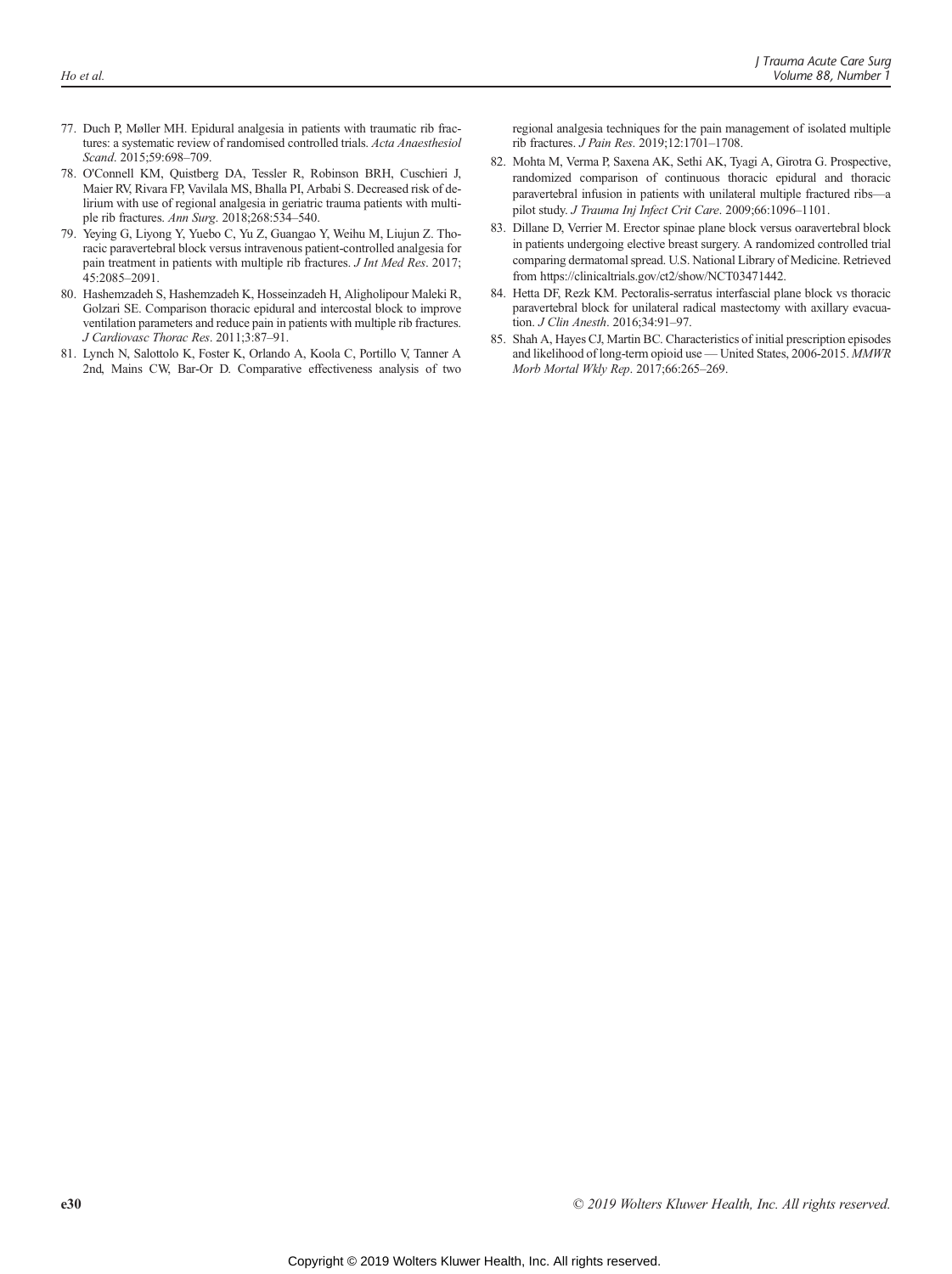77. Duch P, Møller MH. Epidural analgesia in patients with traumatic rib fractures: a systematic review of randomised controlled trials. *Acta Anaesthesiol Scand*. 2015;59:698–709.
78. O'Connell KM, Quistberg DA, Tessler R, Robinson BRH, Cuschieri J, Maier RV, Rivara FP, Vavilala MS, Bhalla PI, Arbabi S. Decreased risk of delirium with use of regional analgesia in geriatric trauma patients with multiple rib fractures. *Ann Surg*. 2018;268:534–540.
79. Yeying G, Liyong Y, Yuebo C, Yu Z, Guangao Y, Weihu M, Liujun Z. Thoracic paravertebral block versus intravenous patient-controlled analgesia for pain treatment in patients with multiple rib fractures. *J Int Med Res*. 2017; 45:2085–2091.
80. Hashemzadeh S, Hashemzadeh K, Hosseinzadeh H, Aligholipour Maleki R, Golzari SE. Comparison thoracic epidural and intercostal block to improve ventilation parameters and reduce pain in patients with multiple rib fractures. *J Cardiovasc Thorac Res*. 2011;3:87–91.
81. Lynch N, Salottolo K, Foster K, Orlando A, Koola C, Portillo V, Tanner A 2nd, Mains CW, Bar-Or D. Comparative effectiveness analysis of two regional analgesia techniques for the pain management of isolated multiple rib fractures. *J Pain Res*. 2019;12:1701–1708.
82. Mohta M, Verma P, Saxena AK, Sethi AK, Tyagi A, Girotra G. Prospective, randomized comparison of continuous thoracic epidural and thoracic paravertebral infusion in patients with unilateral multiple fractured ribs—a pilot study. *J Trauma Inj Infect Crit Care*. 2009;66:1096–1101.
83. Dillane D, Verrier M. Erector spinae plane block versus oaravertebral block in patients undergoing elective breast surgery. A randomized controlled trial comparing dermatomal spread. U.S. National Library of Medicine. Retrieved from https://clinicaltrials.gov/ct2/show/NCT03471442.
84. Hetta DF, Rezk KM. Pectoralis-serratus interfascial plane block vs thoracic paravertebral block for unilateral radical mastectomy with axillary evacuation. *J Clin Anesth*. 2016;34:91–97.
85. Shah A, Hayes CJ, Martin BC. Characteristics of initial prescription episodes and likelihood of long-term opioid use — United States, 2006-2015. *MMWR Morb Mortal Wkly Rep*. 2017;66:265–269.